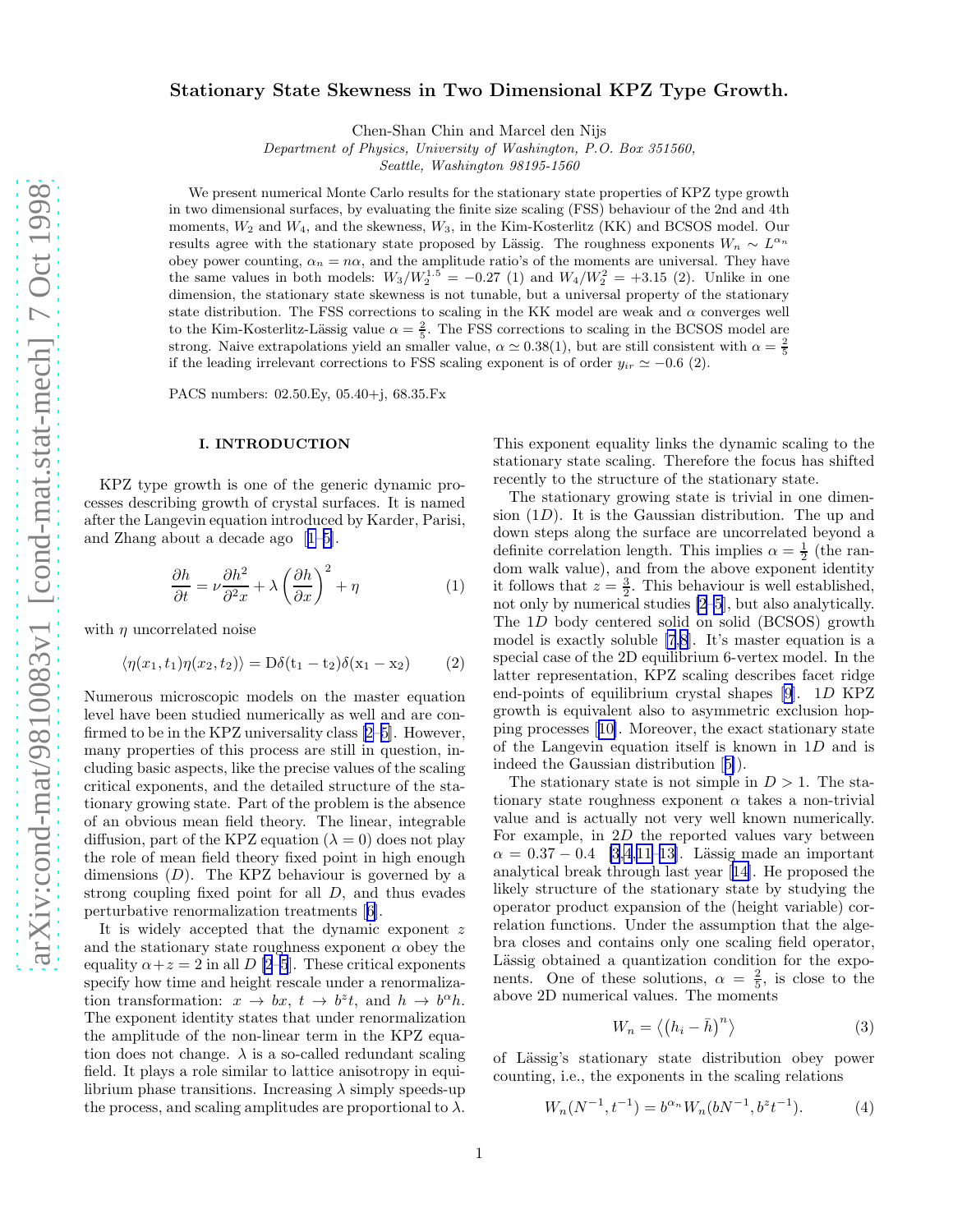# Stationary State Skewness in Two Dimensional KPZ Type Growth.

Chen-Shan Chin and Marcel den Nijs

*Department of Physics, University of Washington, P.O. Box 351560, Seattle, Washington 98195-1560*

We present numerical Monte Carlo results for the stationary state properties of KPZ type growth in two dimensional surfaces, by evaluating the finite size scaling (FSS) behaviour of the 2nd and 4th moments, $W_2$ and $W_4$, and the skewness, $W_3$, in the Kim-Kosterlitz (KK) and BCSOS model. Our results agree with the stationary state proposed by Lässig. The roughness exponents $W_n \sim L^{\alpha_n}$ obey power counting, $\alpha_n = n\alpha$, and the amplitude ratio's of the moments are universal. They have the same values in both models: $W_3/W_2^{1.5} = -0.27$ (1) and $W_4/W_2^2 = +3.15$ (2). Unlike in one dimension, the stationary state skewness is not tunable, but a universal property of the stationary state distribution. The FSS corrections to scaling in the KK model are weak and $\alpha$ converges well to the Kim-Kosterlitz-Lässig value $\alpha = \frac{2}{5}$. The FSS corrections to scaling in the BCSOS model are strong. Naive extrapolations yield an smaller value, $\alpha \simeq 0.38(1)$, but are still consistent with $\alpha = \frac{2}{5}$ if the leading irrelevant corrections to FSS scaling exponent is of order $y_{ir} \simeq -0.6$ (2).

PACS numbers: 02.50.Ey, 05.40+j, 68.35.Fx

## I. INTRODUCTION

KPZ type growth is one of the generic dynamic processes describing growth of crystal surfaces. It is named after the Langevin equation introduced by Karder, Parisi, and Zhang about a decade ago [1–5].

$$\frac{\partial h}{\partial t} = \nu \frac{\partial h^2}{\partial^2 x} + \lambda \left(\frac{\partial h}{\partial x}\right)^2 + \eta \tag{1}$$

with $\eta$ uncorrelated noise

$$\langle \eta(x_1, t_1)\eta(x_2, t_2)\rangle = \mathrm{D}\delta(\mathrm{t_1} - \mathrm{t_2})\delta(\mathrm{x_1} - \mathrm{x_2}) \tag{2}$$

Numerous microscopic models on the master equation level have been studied numerically as well and are confirmed to be in the KPZ universality class [2–5]. However, many properties of this process are still in question, including basic aspects, like the precise values of the scaling critical exponents, and the detailed structure of the stationary growing state. Part of the problem is the absence of an obvious mean field theory. The linear, integrable diffusion, part of the KPZ equation ($\lambda = 0$) does not play the role of mean field theory fixed point in high enough dimensions ($D$). The KPZ behaviour is governed by a strong coupling fixed point for all $D$, and thus evades perturbative renormalization treatments [6].

It is widely accepted that the dynamic exponent $z$ and the stationary state roughness exponent $\alpha$ obey the equality $\alpha + z = 2$ in all $D$ [2–5]. These critical exponents specify how time and height rescale under a renormalization transformation: $x \to bx$, $t \to b^z t$, and $h \to b^\alpha h$. The exponent identity states that under renormalization the amplitude of the non-linear term in the KPZ equation does not change. $\lambda$ is a so-called redundant scaling field. It plays a role similar to lattice anisotropy in equilibrium phase transitions. Increasing $\lambda$ simply speeds-up the process, and scaling amplitudes are proportional to $\lambda$. This exponent equality links the dynamic scaling to the stationary state scaling. Therefore the focus has shifted recently to the structure of the stationary state.

The stationary growing state is trivial in one dimension ($1D$). It is the Gaussian distribution. The up and down steps along the surface are uncorrelated beyond a definite correlation length. This implies $\alpha = \frac{1}{2}$ (the random walk value), and from the above exponent identity it follows that $z = \frac{3}{2}$. This behaviour is well established, not only by numerical studies [2–5], but also analytically. The $1D$ body centered solid on solid (BCSOS) growth model is exactly soluble [7,8]. It's master equation is a special case of the 2D equilibrium 6-vertex model. In the latter representation, KPZ scaling describes facet ridge end-points of equilibrium crystal shapes [9]. $1D$ KPZ growth is equivalent also to asymmetric exclusion hopping processes [10]. Moreover, the exact stationary state of the Langevin equation itself is known in $1D$ and is indeed the Gaussian distribution [5]).

The stationary state is not simple in $D > 1$. The stationary state roughness exponent $\alpha$ takes a non-trivial value and is actually not very well known numerically. For example, in $2D$ the reported values vary between $\alpha = 0.37 - 0.4$ [3,4,11–13]. Lässig made an important analytical break through last year [14]. He proposed the likely structure of the stationary state by studying the operator product expansion of the (height variable) correlation functions. Under the assumption that the algebra closes and contains only one scaling field operator, Lässig obtained a quantization condition for the exponents. One of these solutions, $\alpha = \frac{2}{5}$, is close to the above 2D numerical values. The moments

$$W_n = \left\langle \left(h_i - \bar{h}\right)^n \right\rangle \tag{3}$$

of Lässig's stationary state distribution obey power counting, i.e., the exponents in the scaling relations

$$W_n(N^{-1}, t^{-1}) = b^{\alpha_n} W_n(bN^{-1}, b^z t^{-1}). \tag{4}$$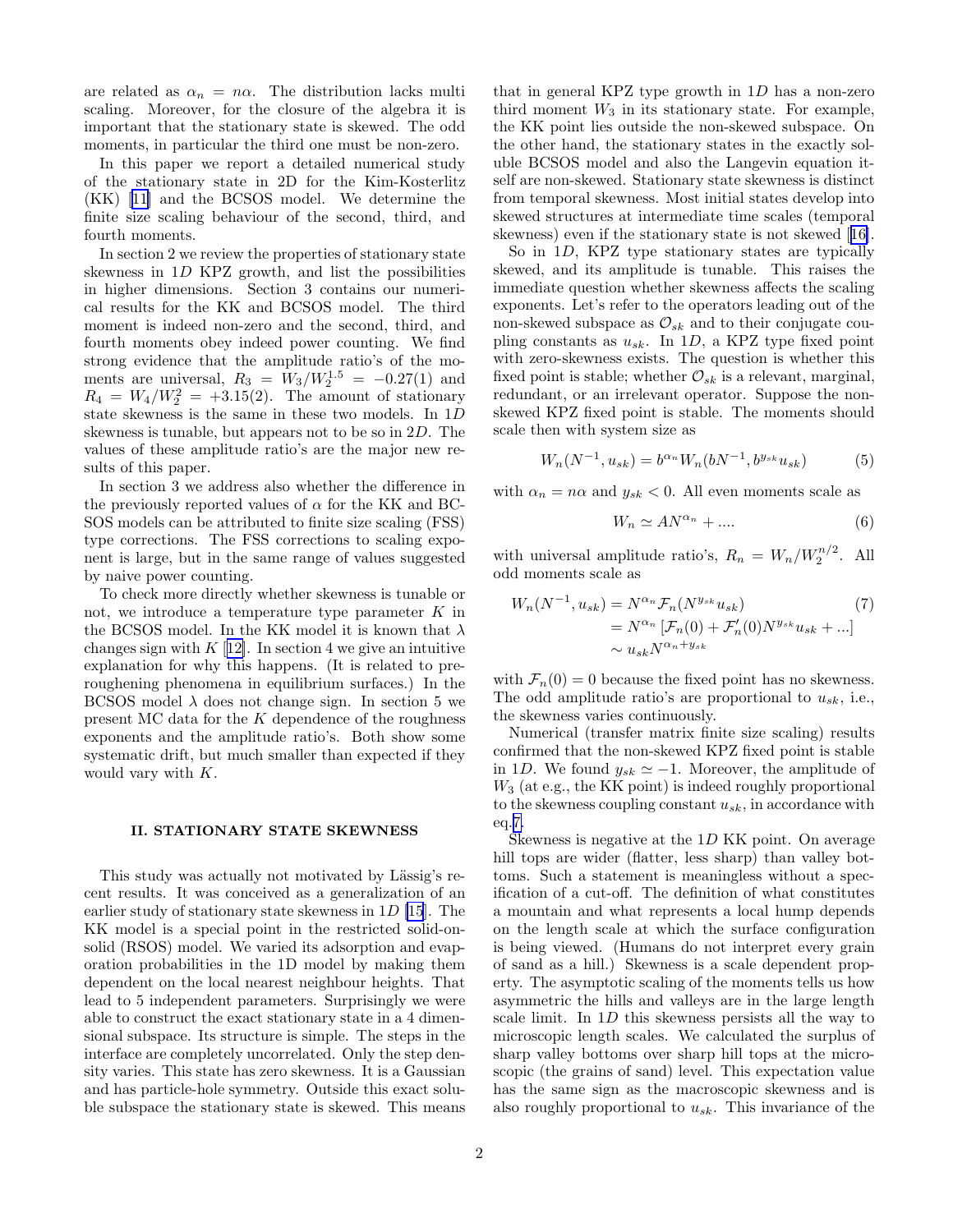are related as $\alpha_n = n\alpha$. The distribution lacks multi scaling. Moreover, for the closure of the algebra it is important that the stationary state is skewed. The odd moments, in particular the third one must be non-zero.

In this paper we report a detailed numerical study of the stationary state in 2D for the Kim-Kosterlitz (KK) [11] and the BCSOS model. We determine the finite size scaling behaviour of the second, third, and fourth moments.

In section 2 we review the properties of stationary state skewness in $1D$ KPZ growth, and list the possibilities in higher dimensions. Section 3 contains our numerical results for the KK and BCSOS model. The third moment is indeed non-zero and the second, third, and fourth moments obey indeed power counting. We find strong evidence that the amplitude ratio's of the moments are universal, $R_3 = W_3/W_2^{1.5} = -0.27(1)$ and $R_4 = W_4/W_2^2 = +3.15(2)$. The amount of stationary state skewness is the same in these two models. In $1D$ skewness is tunable, but appears not to be so in $2D$. The values of these amplitude ratio's are the major new results of this paper.

In section 3 we address also whether the difference in the previously reported values of $\alpha$ for the KK and BCSOS models can be attributed to finite size scaling (FSS) type corrections. The FSS corrections to scaling exponent is large, but in the same range of values suggested by naive power counting.

To check more directly whether skewness is tunable or not, we introduce a temperature type parameter $K$ in the BCSOS model. In the KK model it is known that $\lambda$ changes sign with $K$ [12]. In section 4 we give an intuitive explanation for why this happens. (It is related to preroughening phenomena in equilibrium surfaces.) In the BCSOS model $\lambda$ does not change sign. In section 5 we present MC data for the $K$ dependence of the roughness exponents and the amplitude ratio's. Both show some systematic drift, but much smaller than expected if they would vary with $K$.

## II. STATIONARY STATE SKEWNESS

This study was actually not motivated by Lässig's recent results. It was conceived as a generalization of an earlier study of stationary state skewness in $1D$ [15]. The KK model is a special point in the restricted solid-on-solid (RSOS) model. We varied its adsorption and evaporation probabilities in the 1D model by making them dependent on the local nearest neighbour heights. That lead to 5 independent parameters. Surprisingly we were able to construct the exact stationary state in a 4 dimensional subspace. Its structure is simple. The steps in the interface are completely uncorrelated. Only the step density varies. This state has zero skewness. It is a Gaussian and has particle-hole symmetry. Outside this exact soluble subspace the stationary state is skewed. This means that in general KPZ type growth in $1D$ has a non-zero third moment $W_3$ in its stationary state. For example, the KK point lies outside the non-skewed subspace. On the other hand, the stationary states in the exactly soluble BCSOS model and also the Langevin equation itself are non-skewed. Stationary state skewness is distinct from temporal skewness. Most initial states develop into skewed structures at intermediate time scales (temporal skewness) even if the stationary state is not skewed [16].

So in $1D$, KPZ type stationary states are typically skewed, and its amplitude is tunable. This raises the immediate question whether skewness affects the scaling exponents. Let's refer to the operators leading out of the non-skewed subspace as $\mathcal{O}_{sk}$ and to their conjugate coupling constants as $u_{sk}$. In $1D$, a KPZ type fixed point with zero-skewness exists. The question is whether this fixed point is stable; whether $\mathcal{O}_{sk}$ is a relevant, marginal, redundant, or an irrelevant operator. Suppose the non-skewed KPZ fixed point is stable. The moments should scale then with system size as

$$W_n(N^{-1}, u_{sk}) = b^{\alpha_n} W_n(bN^{-1}, b^{y_{sk}} u_{sk}) \tag{5}$$

with $\alpha_n = n\alpha$ and $y_{sk} < 0$. All even moments scale as

$$W_n \simeq AN^{\alpha_n} + .... \tag{6}$$

with universal amplitude ratio's, $R_n = W_n/W_2^{n/2}$. All odd moments scale as

$$\begin{aligned} W_n(N^{-1}, u_{sk}) &= N^{\alpha_n} \mathcal{F}_n(N^{y_{sk}} u_{sk}) \\ &= N^{\alpha_n} \left[ \mathcal{F}_n(0) + \mathcal{F}'_n(0) N^{y_{sk}} u_{sk} + ... \right] \\ &\sim u_{sk} N^{\alpha_n + y_{sk}} \end{aligned} \tag{7}$$

with $\mathcal{F}_n(0) = 0$ because the fixed point has no skewness. The odd amplitude ratio's are proportional to $u_{sk}$, i.e., the skewness varies continuously.

Numerical (transfer matrix finite size scaling) results confirmed that the non-skewed KPZ fixed point is stable in $1D$. We found $y_{sk} \simeq -1$. Moreover, the amplitude of $W_3$ (at e.g., the KK point) is indeed roughly proportional to the skewness coupling constant $u_{sk}$, in accordance with eq.7.

Skewness is negative at the $1D$ KK point. On average hill tops are wider (flatter, less sharp) than valley bottoms. Such a statement is meaningless without a specification of a cut-off. The definition of what constitutes a mountain and what represents a local hump depends on the length scale at which the surface configuration is being viewed. (Humans do not interpret every grain of sand as a hill.) Skewness is a scale dependent property. The asymptotic scaling of the moments tells us how asymmetric the hills and valleys are in the large length scale limit. In $1D$ this skewness persists all the way to microscopic length scales. We calculated the surplus of sharp valley bottoms over sharp hill tops at the microscopic (the grains of sand) level. This expectation value has the same sign as the macroscopic skewness and is also roughly proportional to $u_{sk}$. This invariance of the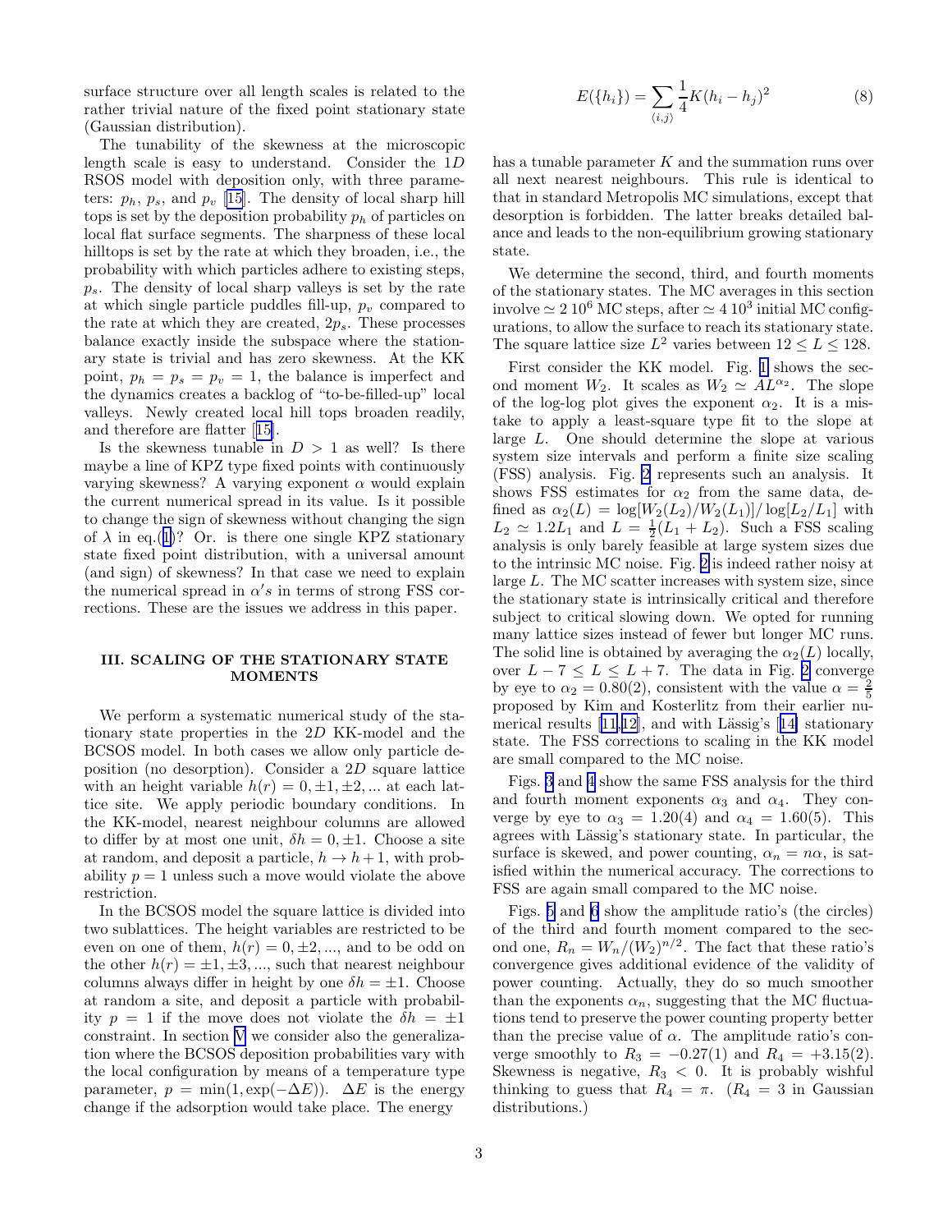surface structure over all length scales is related to the rather trivial nature of the fixed point stationary state (Gaussian distribution).

The tunability of the skewness at the microscopic length scale is easy to understand. Consider the $1D$ RSOS model with deposition only, with three parameters: $p_h$, $p_s$, and $p_v$ [15]. The density of local sharp hill tops is set by the deposition probability $p_h$ of particles on local flat surface segments. The sharpness of these local hilltops is set by the rate at which they broaden, i.e., the probability with which particles adhere to existing steps, $p_s$. The density of local sharp valleys is set by the rate at which single particle puddles fill-up, $p_v$ compared to the rate at which they are created, $2p_s$. These processes balance exactly inside the subspace where the stationary state is trivial and has zero skewness. At the KK point, $p_h = p_s = p_v = 1$, the balance is imperfect and the dynamics creates a backlog of "to-be-filled-up" local valleys. Newly created local hill tops broaden readily, and therefore are flatter [15].

Is the skewness tunable in $D > 1$ as well? Is there maybe a line of KPZ type fixed points with continuously varying skewness? A varying exponent $\alpha$ would explain the current numerical spread in its value. Is it possible to change the sign of skewness without changing the sign of $\lambda$ in eq.(1)? Or. is there one single KPZ stationary state fixed point distribution, with a universal amount (and sign) of skewness? In that case we need to explain the numerical spread in $\alpha's$ in terms of strong FSS corrections. These are the issues we address in this paper.

## III. SCALING OF THE STATIONARY STATE MOMENTS

We perform a systematic numerical study of the stationary state properties in the $2D$ KK-model and the BCSOS model. In both cases we allow only particle deposition (no desorption). Consider a $2D$ square lattice with an height variable $h(r) = 0, \pm1, \pm2, ...$ at each lattice site. We apply periodic boundary conditions. In the KK-model, nearest neighbour columns are allowed to differ by at most one unit, $\delta h = 0, \pm1$. Choose a site at random, and deposit a particle, $h \to h+1$, with probability $p = 1$ unless such a move would violate the above restriction.

In the BCSOS model the square lattice is divided into two sublattices. The height variables are restricted to be even on one of them, $h(r) = 0, \pm2, ...$, and to be odd on the other $h(r) = \pm1, \pm3, ...$, such that nearest neighbour columns always differ in height by one $\delta h = \pm1$. Choose at random a site, and deposit a particle with probability $p = 1$ if the move does not violate the $\delta h = \pm1$ constraint. In section V we consider also the generalization where the BCSOS deposition probabilities vary with the local configuration by means of a temperature type parameter, $p = \min(1, \exp(-\Delta E))$. $\Delta E$ is the energy change if the adsorption would take place. The energy

$$E(\{h_i\}) = \sum_{\langle i,j \rangle} \frac{1}{4} K (h_i - h_j)^2 \tag{8}$$

has a tunable parameter $K$ and the summation runs over all next nearest neighbours. This rule is identical to that in standard Metropolis MC simulations, except that desorption is forbidden. The latter breaks detailed balance and leads to the non-equilibrium growing stationary state.

We determine the second, third, and fourth moments of the stationary states. The MC averages in this section involve $\simeq 2\,10^6$ MC steps, after $\simeq 4\,10^3$ initial MC configurations, to allow the surface to reach its stationary state. The square lattice size $L^2$ varies between $12 \leq L \leq 128$.

First consider the KK model. Fig. 1 shows the second moment $W_2$. It scales as $W_2 \simeq AL^{\alpha_2}$. The slope of the log-log plot gives the exponent $\alpha_2$. It is a mistake to apply a least-square type fit to the slope at large $L$. One should determine the slope at various system size intervals and perform a finite size scaling (FSS) analysis. Fig. 2 represents such an analysis. It shows FSS estimates for $\alpha_2$ from the same data, defined as $\alpha_2(L) = \log[W_2(L_2)/W_2(L_1)]/\log[L_2/L_1]$ with $L_2 \simeq 1.2L_1$ and $L = \frac{1}{2}(L_1 + L_2)$. Such a FSS scaling analysis is only barely feasible at large system sizes due to the intrinsic MC noise. Fig. 2 is indeed rather noisy at large $L$. The MC scatter increases with system size, since the stationary state is intrinsically critical and therefore subject to critical slowing down. We opted for running many lattice sizes instead of fewer but longer MC runs. The solid line is obtained by averaging the $\alpha_2(L)$ locally, over $L - 7 \leq L \leq L + 7$. The data in Fig. 2 converge by eye to $\alpha_2 = 0.80(2)$, consistent with the value $\alpha = \frac{2}{5}$ proposed by Kim and Kosterlitz from their earlier numerical results [11,12], and with Lässig's [14] stationary state. The FSS corrections to scaling in the KK model are small compared to the MC noise.

Figs. 3 and 4 show the same FSS analysis for the third and fourth moment exponents $\alpha_3$ and $\alpha_4$. They converge by eye to $\alpha_3 = 1.20(4)$ and $\alpha_4 = 1.60(5)$. This agrees with Lässig's stationary state. In particular, the surface is skewed, and power counting, $\alpha_n = n\alpha$, is satisfied within the numerical accuracy. The corrections to FSS are again small compared to the MC noise.

Figs. 5 and 6 show the amplitude ratio's (the circles) of the third and fourth moment compared to the second one, $R_n = W_n/(W_2)^{n/2}$. The fact that these ratio's convergence gives additional evidence of the validity of power counting. Actually, they do so much smoother than the exponents $\alpha_n$, suggesting that the MC fluctuations tend to preserve the power counting property better than the precise value of $\alpha$. The amplitude ratio's converge smoothly to $R_3 = -0.27(1)$ and $R_4 = +3.15(2)$. Skewness is negative, $R_3 < 0$. It is probably wishful thinking to guess that $R_4 = \pi$. ($R_4 = 3$ in Gaussian distributions.)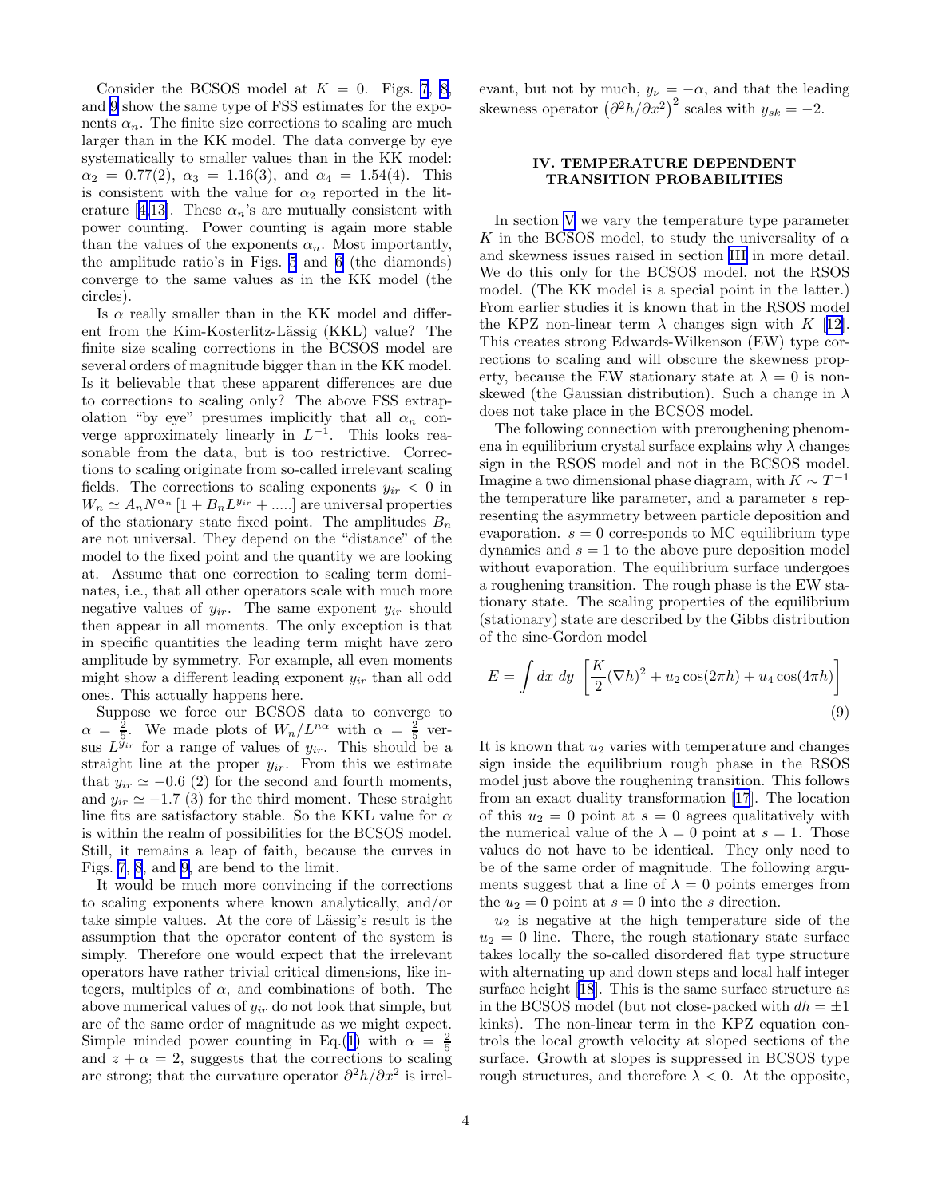Consider the BCSOS model at $K = 0$. Figs. 7, 8, and 9 show the same type of FSS estimates for the exponents $\alpha_n$. The finite size corrections to scaling are much larger than in the KK model. The data converge by eye systematically to smaller values than in the KK model: $\alpha_2 = 0.77(2)$, $\alpha_3 = 1.16(3)$, and $\alpha_4 = 1.54(4)$. This is consistent with the value for $\alpha_2$ reported in the literature [4,13]. These $\alpha_n$'s are mutually consistent with power counting. Power counting is again more stable than the values of the exponents $\alpha_n$. Most importantly, the amplitude ratio's in Figs. 5 and 6 (the diamonds) converge to the same values as in the KK model (the circles).

Is $\alpha$ really smaller than in the KK model and different from the Kim-Kosterlitz-Lässig (KKL) value? The finite size scaling corrections in the BCSOS model are several orders of magnitude bigger than in the KK model. Is it believable that these apparent differences are due to corrections to scaling only? The above FSS extrapolation "by eye" presumes implicitly that all $\alpha_n$ converge approximately linearly in $L^{-1}$. This looks reasonable from the data, but is too restrictive. Corrections to scaling originate from so-called irrelevant scaling fields. The corrections to scaling exponents $y_{ir} < 0$ in $W_n \simeq A_n N^{\alpha_n} \left[1 + B_n L^{y_{ir}} + .....\right]$ are universal properties of the stationary state fixed point. The amplitudes $B_n$ are not universal. They depend on the "distance" of the model to the fixed point and the quantity we are looking at. Assume that one correction to scaling term dominates, i.e., that all other operators scale with much more negative values of $y_{ir}$. The same exponent $y_{ir}$ should then appear in all moments. The only exception is that in specific quantities the leading term might have zero amplitude by symmetry. For example, all even moments might show a different leading exponent $y_{ir}$ than all odd ones. This actually happens here.

Suppose we force our BCSOS data to converge to $\alpha = \frac{2}{5}$. We made plots of $W_n/L^{n\alpha}$ with $\alpha = \frac{2}{5}$ versus $L^{y_{ir}}$ for a range of values of $y_{ir}$. This should be a straight line at the proper $y_{ir}$. From this we estimate that $y_{ir} \simeq -0.6$ (2) for the second and fourth moments, and $y_{ir} \simeq -1.7$ (3) for the third moment. These straight line fits are satisfactory stable. So the KKL value for $\alpha$ is within the realm of possibilities for the BCSOS model. Still, it remains a leap of faith, because the curves in Figs. 7, 8, and 9, are bend to the limit.

It would be much more convincing if the corrections to scaling exponents where known analytically, and/or take simple values. At the core of Lässig's result is the assumption that the operator content of the system is simply. Therefore one would expect that the irrelevant operators have rather trivial critical dimensions, like integers, multiples of $\alpha$, and combinations of both. The above numerical values of $y_{ir}$ do not look that simple, but are of the same order of magnitude as we might expect. Simple minded power counting in Eq.(1) with $\alpha = \frac{2}{5}$ and $z + \alpha = 2$, suggests that the corrections to scaling are strong; that the curvature operator $\partial^2 h/\partial x^2$ is irrelevant, but not by much, $y_\nu = -\alpha$, and that the leading skewness operator $\left(\partial^2 h/\partial x^2\right)^2$ scales with $y_{sk} = -2$.

## IV. TEMPERATURE DEPENDENT TRANSITION PROBABILITIES

In section V we vary the temperature type parameter $K$ in the BCSOS model, to study the universality of $\alpha$ and skewness issues raised in section III in more detail. We do this only for the BCSOS model, not the RSOS model. (The KK model is a special point in the latter.) From earlier studies it is known that in the RSOS model the KPZ non-linear term $\lambda$ changes sign with $K$ [12]. This creates strong Edwards-Wilkenson (EW) type corrections to scaling and will obscure the skewness property, because the EW stationary state at $\lambda = 0$ is non-skewed (the Gaussian distribution). Such a change in $\lambda$ does not take place in the BCSOS model.

The following connection with preroughening phenomena in equilibrium crystal surface explains why $\lambda$ changes sign in the RSOS model and not in the BCSOS model. Imagine a two dimensional phase diagram, with $K \sim T^{-1}$ the temperature like parameter, and a parameter $s$ representing the asymmetry between particle deposition and evaporation. $s = 0$ corresponds to MC equilibrium type dynamics and $s = 1$ to the above pure deposition model without evaporation. The equilibrium surface undergoes a roughening transition. The rough phase is the EW stationary state. The scaling properties of the equilibrium (stationary) state are described by the Gibbs distribution of the sine-Gordon model

$$E = \int dx \ dy \ \left[\frac{K}{2}(\nabla h)^2 + u_2 \cos(2\pi h) + u_4 \cos(4\pi h)\right] \tag{9}$$

It is known that $u_2$ varies with temperature and changes sign inside the equilibrium rough phase in the RSOS model just above the roughening transition. This follows from an exact duality transformation [17]. The location of this $u_2 = 0$ point at $s = 0$ agrees qualitatively with the numerical value of the $\lambda = 0$ point at $s = 1$. Those values do not have to be identical. They only need to be of the same order of magnitude. The following arguments suggest that a line of $\lambda = 0$ points emerges from the $u_2 = 0$ point at $s = 0$ into the $s$ direction.

$u_2$ is negative at the high temperature side of the $u_2 = 0$ line. There, the rough stationary state surface takes locally the so-called disordered flat type structure with alternating up and down steps and local half integer surface height [18]. This is the same surface structure as in the BCSOS model (but not close-packed with $dh = \pm 1$ kinks). The non-linear term in the KPZ equation controls the local growth velocity at sloped sections of the surface. Growth at slopes is suppressed in BCSOS type rough structures, and therefore $\lambda < 0$. At the opposite,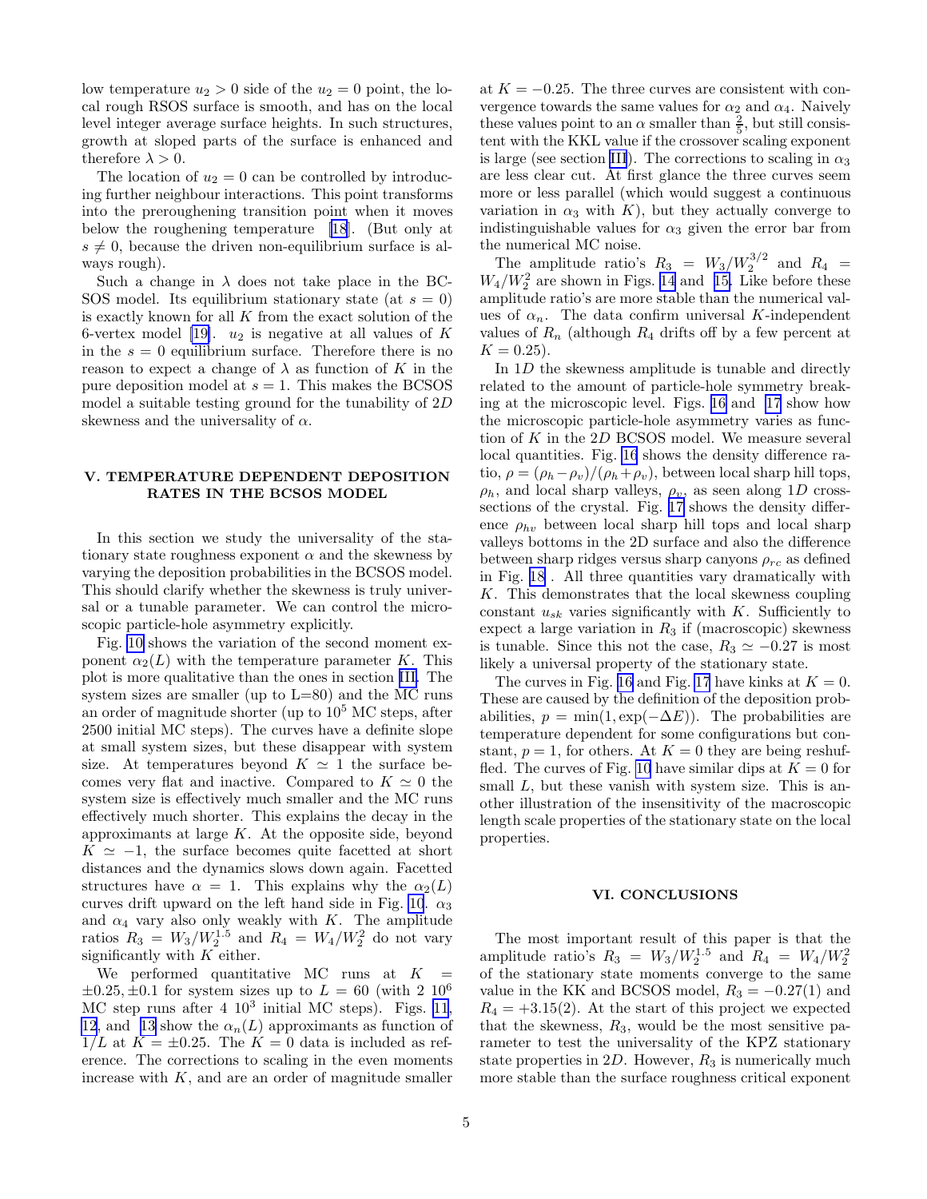low temperature $u_2 > 0$ side of the $u_2 = 0$ point, the local rough RSOS surface is smooth, and has on the local level integer average surface heights. In such structures, growth at sloped parts of the surface is enhanced and therefore $\lambda > 0$.

The location of $u_2 = 0$ can be controlled by introducing further neighbour interactions. This point transforms into the preroughening transition point when it moves below the roughening temperature [18]. (But only at $s \neq 0$, because the driven non-equilibrium surface is always rough).

Such a change in $\lambda$ does not take place in the BCSOS model. Its equilibrium stationary state (at $s = 0$) is exactly known for all $K$ from the exact solution of the 6-vertex model [19]. $u_2$ is negative at all values of $K$ in the $s = 0$ equilibrium surface. Therefore there is no reason to expect a change of $\lambda$ as function of $K$ in the pure deposition model at $s = 1$. This makes the BCSOS model a suitable testing ground for the tunability of $2D$ skewness and the universality of $\alpha$.

## V. TEMPERATURE DEPENDENT DEPOSITION RATES IN THE BCSOS MODEL

In this section we study the universality of the stationary state roughness exponent $\alpha$ and the skewness by varying the deposition probabilities in the BCSOS model. This should clarify whether the skewness is truly universal or a tunable parameter. We can control the microscopic particle-hole asymmetry explicitly.

Fig. 10 shows the variation of the second moment exponent $\alpha_2(L)$ with the temperature parameter $K$. This plot is more qualitative than the ones in section III. The system sizes are smaller (up to L=80) and the MC runs an order of magnitude shorter (up to $10^5$ MC steps, after 2500 initial MC steps). The curves have a definite slope at small system sizes, but these disappear with system size. At temperatures beyond $K \simeq 1$ the surface becomes very flat and inactive. Compared to $K \simeq 0$ the system size is effectively much smaller and the MC runs effectively much shorter. This explains the decay in the approximants at large $K$. At the opposite side, beyond $K \simeq -1$, the surface becomes quite facetted at short distances and the dynamics slows down again. Facetted structures have $\alpha = 1$. This explains why the $\alpha_2(L)$ curves drift upward on the left hand side in Fig. 10. $\alpha_3$ and $\alpha_4$ vary also only weakly with $K$. The amplitude ratios $R_3 = W_3/W_2^{1.5}$ and $R_4 = W_4/W_2^2$ do not vary significantly with $K$ either.

We performed quantitative MC runs at $K = \pm 0.25, \pm 0.1$ for system sizes up to $L = 60$ (with $2\ 10^6$ MC step runs after $4\ 10^3$ initial MC steps). Figs. 11, 12, and 13 show the $\alpha_n(L)$ approximants as function of $1/L$ at $K = \pm 0.25$. The $K = 0$ data is included as reference. The corrections to scaling in the even moments increase with $K$, and are an order of magnitude smaller at $K = -0.25$. The three curves are consistent with convergence towards the same values for $\alpha_2$ and $\alpha_4$. Naively these values point to an $\alpha$ smaller than $\frac{2}{5}$, but still consistent with the KKL value if the crossover scaling exponent is large (see section III). The corrections to scaling in $\alpha_3$ are less clear cut. At first glance the three curves seem more or less parallel (which would suggest a continuous variation in $\alpha_3$ with $K$), but they actually converge to indistinguishable values for $\alpha_3$ given the error bar from the numerical MC noise.

The amplitude ratio's $R_3 = W_3/W_2^{3/2}$ and $R_4 = W_4/W_2^2$ are shown in Figs. 14 and 15. Like before these amplitude ratio's are more stable than the numerical values of $\alpha_n$. The data confirm universal $K$-independent values of $R_n$ (although $R_4$ drifts off by a few percent at $K = 0.25$).

In $1D$ the skewness amplitude is tunable and directly related to the amount of particle-hole symmetry breaking at the microscopic level. Figs. 16 and 17 show how the microscopic particle-hole asymmetry varies as function of $K$ in the $2D$ BCSOS model. We measure several local quantities. Fig. 16 shows the density difference ratio, $\rho = (\rho_h - \rho_v)/(\rho_h + \rho_v)$, between local sharp hill tops, $\rho_h$, and local sharp valleys, $\rho_v$, as seen along $1D$ cross-sections of the crystal. Fig. 17 shows the density difference $\rho_{hv}$ between local sharp hill tops and local sharp valleys bottoms in the 2D surface and also the difference between sharp ridges versus sharp canyons $\rho_{rc}$ as defined in Fig. 18 . All three quantities vary dramatically with $K$. This demonstrates that the local skewness coupling constant $u_{sk}$ varies significantly with $K$. Sufficiently to expect a large variation in $R_3$ if (macroscopic) skewness is tunable. Since this not the case, $R_3 \simeq -0.27$ is most likely a universal property of the stationary state.

The curves in Fig. 16 and Fig. 17 have kinks at $K = 0$. These are caused by the definition of the deposition probabilities, $p = \min(1, \exp(-\Delta E))$. The probabilities are temperature dependent for some configurations but constant, $p = 1$, for others. At $K = 0$ they are being reshuffled. The curves of Fig. 10 have similar dips at $K = 0$ for small $L$, but these vanish with system size. This is another illustration of the insensitivity of the macroscopic length scale properties of the stationary state on the local properties.

## VI. CONCLUSIONS

The most important result of this paper is that the amplitude ratio's $R_3 = W_3/W_2^{1.5}$ and $R_4 = W_4/W_2^2$ of the stationary state moments converge to the same value in the KK and BCSOS model, $R_3 = -0.27(1)$ and $R_4 = +3.15(2)$. At the start of this project we expected that the skewness, $R_3$, would be the most sensitive parameter to test the universality of the KPZ stationary state properties in $2D$. However, $R_3$ is numerically much more stable than the surface roughness critical exponent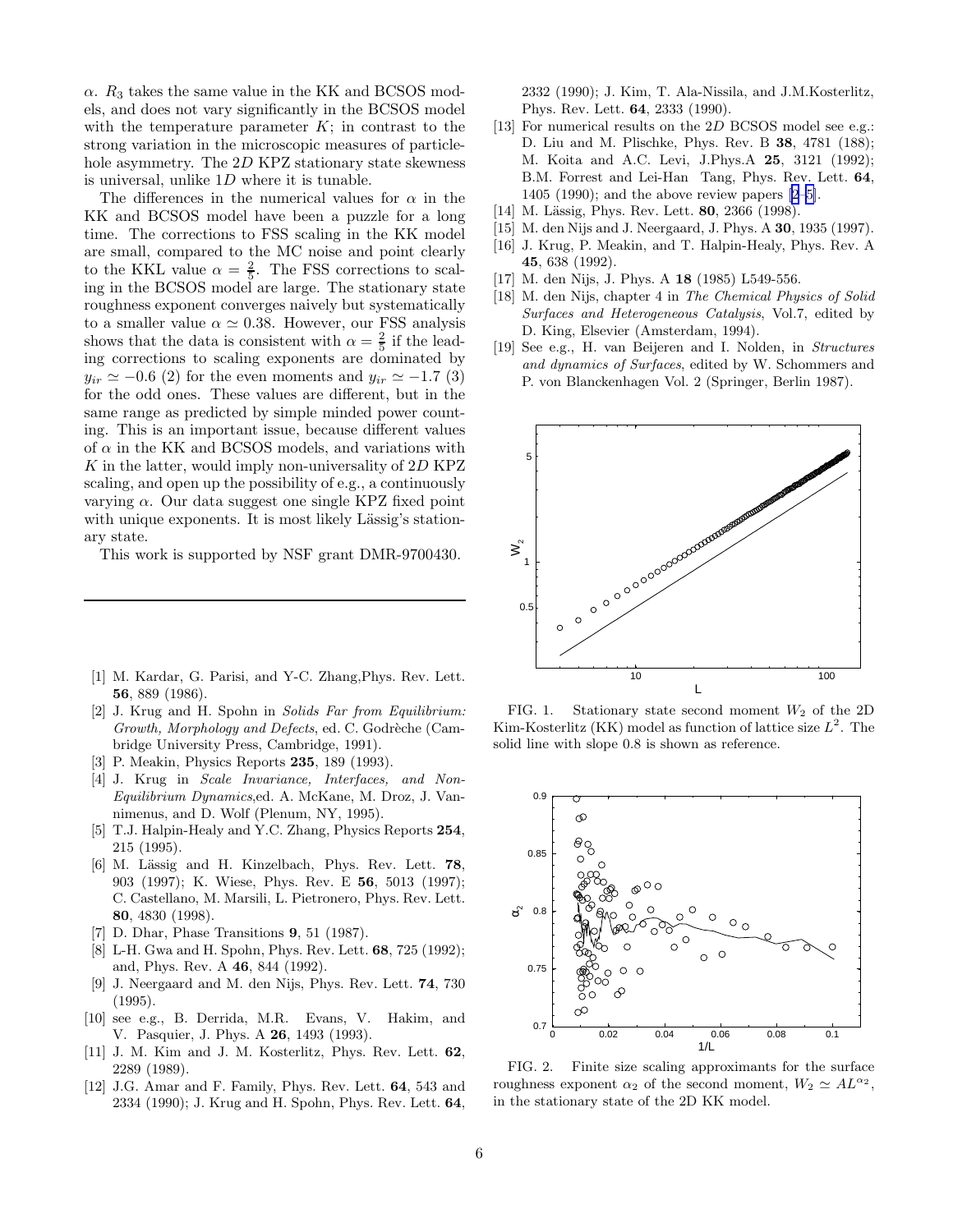$\alpha$. $R_3$ takes the same value in the KK and BCSOS models, and does not vary significantly in the BCSOS model with the temperature parameter $K$; in contrast to the strong variation in the microscopic measures of particle-hole asymmetry. The $2D$ KPZ stationary state skewness is universal, unlike $1D$ where it is tunable.

The differences in the numerical values for $\alpha$ in the KK and BCSOS model have been a puzzle for a long time. The corrections to FSS scaling in the KK model are small, compared to the MC noise and point clearly to the KKL value $\alpha = \frac{2}{5}$. The FSS corrections to scaling in the BCSOS model are large. The stationary state roughness exponent converges naively but systematically to a smaller value $\alpha \simeq 0.38$. However, our FSS analysis shows that the data is consistent with $\alpha = \frac{2}{5}$ if the leading corrections to scaling exponents are dominated by $y_{ir} \simeq -0.6$ (2) for the even moments and $y_{ir} \simeq -1.7$ (3) for the odd ones. These values are different, but in the same range as predicted by simple minded power counting. This is an important issue, because different values of $\alpha$ in the KK and BCSOS models, and variations with $K$ in the latter, would imply non-universality of $2D$ KPZ scaling, and open up the possibility of e.g., a continuously varying $\alpha$. Our data suggest one single KPZ fixed point with unique exponents. It is most likely Lässig's stationary state.

This work is supported by NSF grant DMR-9700430.

---

[1] M. Kardar, G. Parisi, and Y-C. Zhang,Phys. Rev. Lett. **56**, 889 (1986).

[2] J. Krug and H. Spohn in *Solids Far from Equilibrium: Growth, Morphology and Defects*, ed. C. Godrèche (Cambridge University Press, Cambridge, 1991).

[3] P. Meakin, Physics Reports **235**, 189 (1993).

[4] J. Krug in *Scale Invariance, Interfaces, and Non-Equilibrium Dynamics*,ed. A. McKane, M. Droz, J. Vannimenus, and D. Wolf (Plenum, NY, 1995).

[5] T.J. Halpin-Healy and Y.C. Zhang, Physics Reports **254**, 215 (1995).

[6] M. Lässig and H. Kinzelbach, Phys. Rev. Lett. **78**, 903 (1997); K. Wiese, Phys. Rev. E **56**, 5013 (1997); C. Castellano, M. Marsili, L. Pietronero, Phys. Rev. Lett. **80**, 4830 (1998).

[7] D. Dhar, Phase Transitions **9**, 51 (1987).

[8] L-H. Gwa and H. Spohn, Phys. Rev. Lett. **68**, 725 (1992); and, Phys. Rev. A **46**, 844 (1992).

[9] J. Neergaard and M. den Nijs, Phys. Rev. Lett. **74**, 730 (1995).

[10] see e.g., B. Derrida, M.R. Evans, V. Hakim, and V. Pasquier, J. Phys. A **26**, 1493 (1993).

[11] J. M. Kim and J. M. Kosterlitz, Phys. Rev. Lett. **62**, 2289 (1989).

[12] J.G. Amar and F. Family, Phys. Rev. Lett. **64**, 543 and 2334 (1990); J. Krug and H. Spohn, Phys. Rev. Lett. **64**, 2332 (1990); J. Kim, T. Ala-Nissila, and J.M.Kosterlitz, Phys. Rev. Lett. **64**, 2333 (1990).

[13] For numerical results on the $2D$ BCSOS model see e.g.: D. Liu and M. Plischke, Phys. Rev. B **38**, 4781 (188); M. Koita and A.C. Levi, J.Phys.A **25**, 3121 (1992); B.M. Forrest and Lei-Han Tang, Phys. Rev. Lett. **64**, 1405 (1990); and the above review papers [2–5].

[14] M. Lässig, Phys. Rev. Lett. **80**, 2366 (1998).

[15] M. den Nijs and J. Neergaard, J. Phys. A **30**, 1935 (1997).

[16] J. Krug, P. Meakin, and T. Halpin-Healy, Phys. Rev. A **45**, 638 (1992).

[17] M. den Nijs, J. Phys. A **18** (1985) L549-556.

[18] M. den Nijs, chapter 4 in *The Chemical Physics of Solid Surfaces and Heterogeneous Catalysis*, Vol.7, edited by D. King, Elsevier (Amsterdam, 1994).

[19] See e.g., H. van Beijeren and I. Nolden, in *Structures and dynamics of Surfaces*, edited by W. Schommers and P. von Blanckenhagen Vol. 2 (Springer, Berlin 1987).

FIG. 1. Stationary state second moment $W_2$ of the 2D Kim-Kosterlitz (KK) model as function of lattice size $L^2$. The solid line with slope 0.8 is shown as reference.

FIG. 2. Finite size scaling approximants for the surface roughness exponent $\alpha_2$ of the second moment, $W_2 \simeq AL^{\alpha_2}$, in the stationary state of the 2D KK model.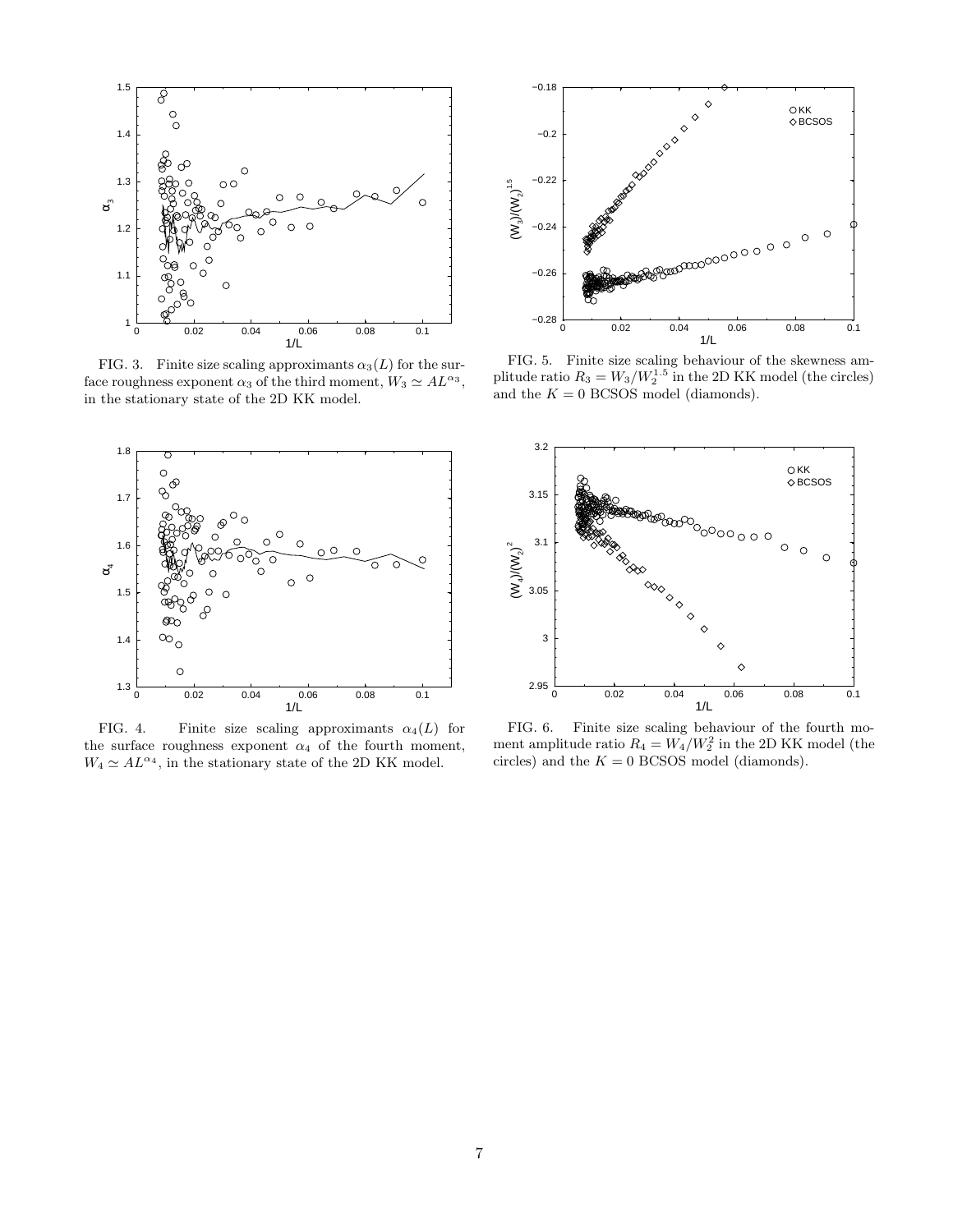FIG. 3. Finite size scaling approximants $\alpha_3(L)$ for the surface roughness exponent $\alpha_3$ of the third moment, $W_3 \simeq AL^{\alpha_3}$, in the stationary state of the 2D KK model.

FIG. 4. Finite size scaling approximants $\alpha_4(L)$ for the surface roughness exponent $\alpha_4$ of the fourth moment, $W_4 \simeq AL^{\alpha_4}$, in the stationary state of the 2D KK model.

FIG. 5. Finite size scaling behaviour of the skewness amplitude ratio $R_3 = W_3/W_2^{1.5}$ in the 2D KK model (the circles) and the $K = 0$ BCSOS model (diamonds).

FIG. 6. Finite size scaling behaviour of the fourth moment amplitude ratio $R_4 = W_4/W_2^2$ in the 2D KK model (the circles) and the $K = 0$ BCSOS model (diamonds).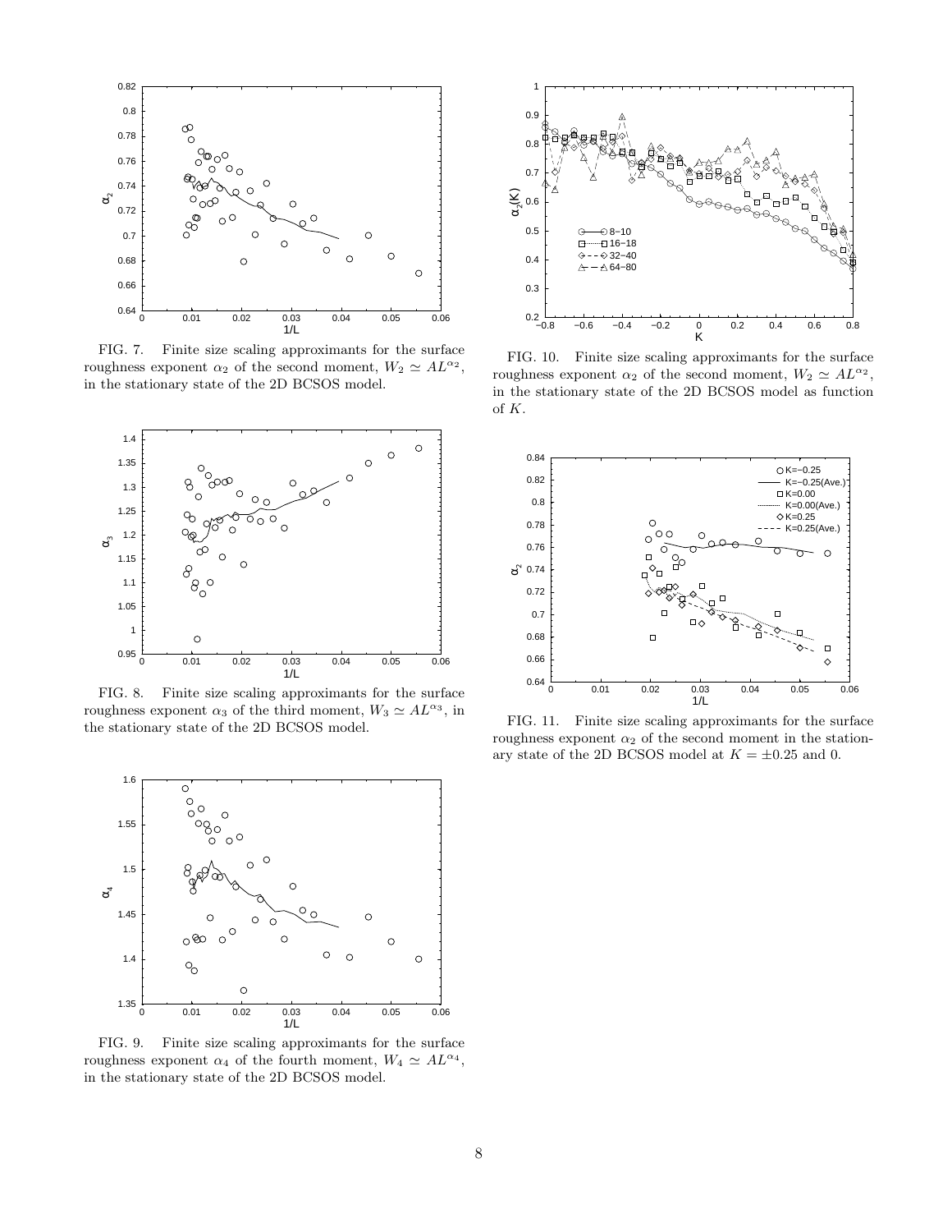FIG. 7. Finite size scaling approximants for the surface roughness exponent $\alpha_2$ of the second moment, $W_2 \simeq AL^{\alpha_2}$, in the stationary state of the 2D BCSOS model.

FIG. 8. Finite size scaling approximants for the surface roughness exponent $\alpha_3$ of the third moment, $W_3 \simeq AL^{\alpha_3}$, in the stationary state of the 2D BCSOS model.

FIG. 9. Finite size scaling approximants for the surface roughness exponent $\alpha_4$ of the fourth moment, $W_4 \simeq AL^{\alpha_4}$, in the stationary state of the 2D BCSOS model.

FIG. 10. Finite size scaling approximants for the surface roughness exponent $\alpha_2$ of the second moment, $W_2 \simeq AL^{\alpha_2}$, in the stationary state of the 2D BCSOS model as function of $K$.

FIG. 11. Finite size scaling approximants for the surface roughness exponent $\alpha_2$ of the second moment in the stationary state of the 2D BCSOS model at $K = \pm 0.25$ and 0.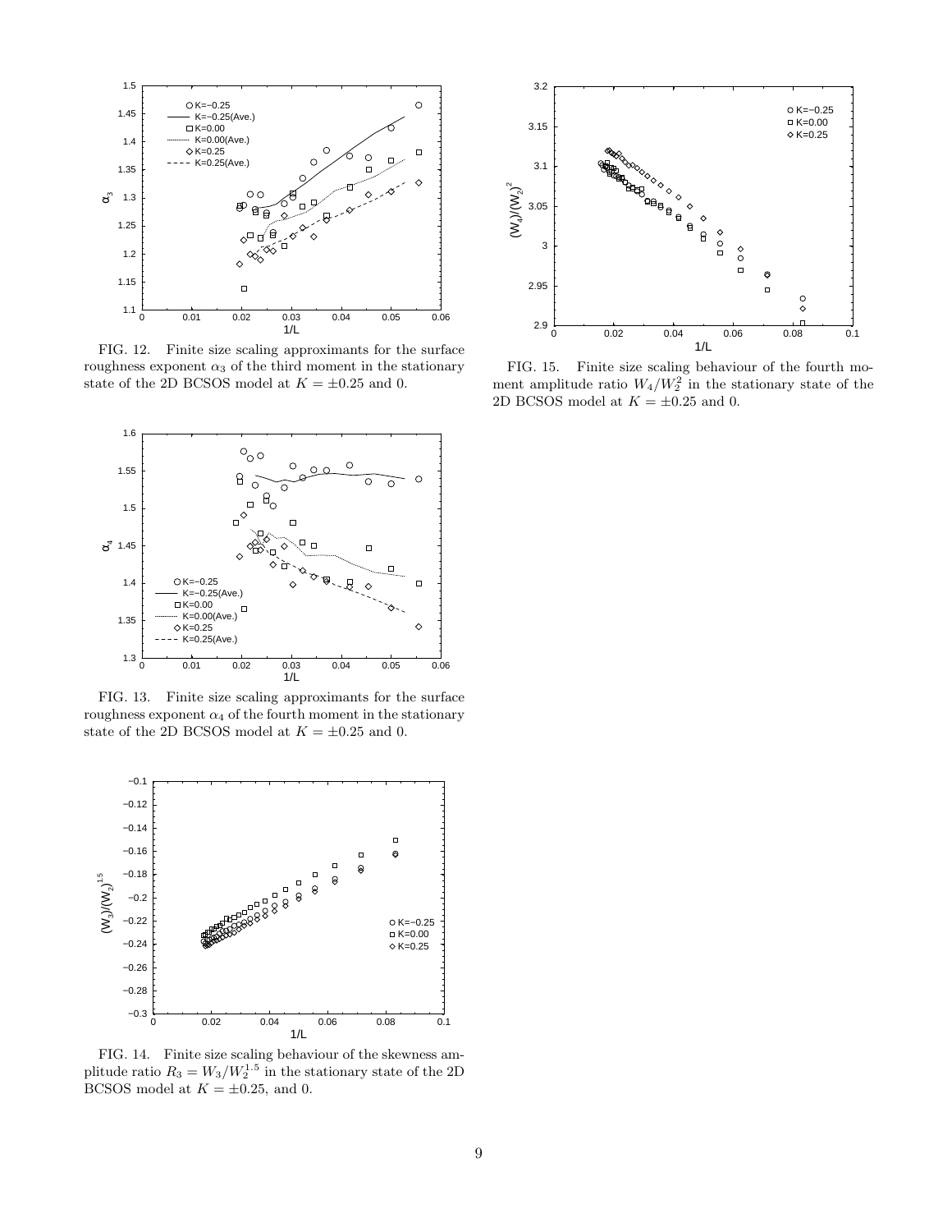FIG. 12. Finite size scaling approximants for the surface roughness exponent $\alpha_3$ of the third moment in the stationary state of the 2D BCSOS model at $K = \pm 0.25$ and 0.

FIG. 13. Finite size scaling approximants for the surface roughness exponent $\alpha_4$ of the fourth moment in the stationary state of the 2D BCSOS model at $K = \pm 0.25$ and 0.

FIG. 14. Finite size scaling behaviour of the skewness amplitude ratio $R_3 = W_3/W_2^{1.5}$ in the stationary state of the 2D BCSOS model at $K = \pm 0.25$, and 0.

FIG. 15. Finite size scaling behaviour of the fourth moment amplitude ratio $W_4/W_2^2$ in the stationary state of the 2D BCSOS model at $K = \pm 0.25$ and 0.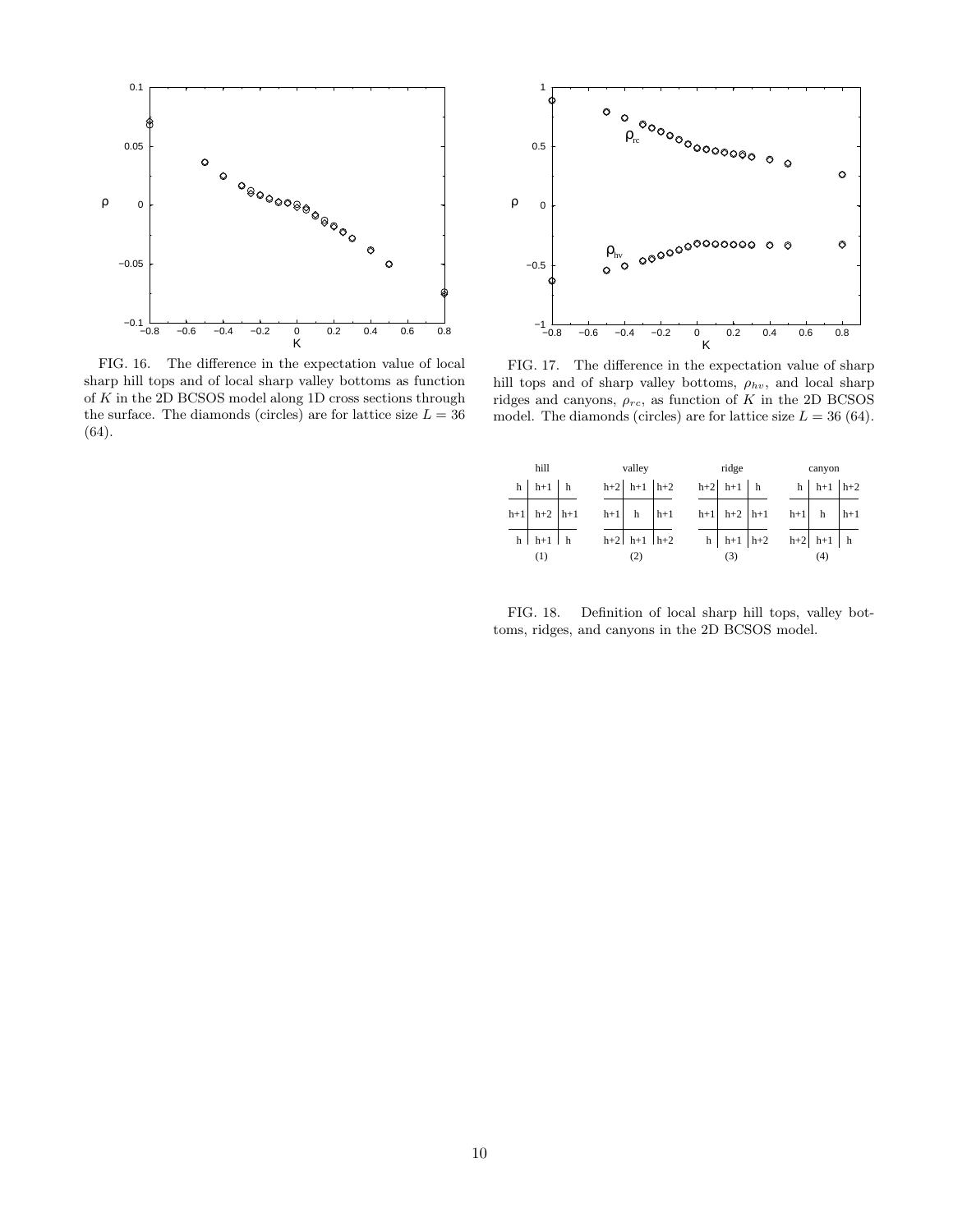0.1

0.05

ρ 0

−0.05

−0.1

−0.8 −0.6 −0.4 −0.2 0 0.2 0.4 0.6 0.8

K

FIG. 16. The difference in the expectation value of local sharp hill tops and of local sharp valley bottoms as function of $K$ in the 2D BCSOS model along 1D cross sections through the surface. The diamonds (circles) are for lattice size $L = 36$ (64).

1

0.5

ρ 0

−0.5

−1

−0.8 −0.6 −0.4 −0.2 0 0.2 0.4 0.6 0.8

K

$\rho_{rc}$

$\rho_{hv}$

FIG. 17. The difference in the expectation value of sharp hill tops and of sharp valley bottoms, $\rho_{hv}$, and local sharp ridges and canyons, $\rho_{rc}$, as function of $K$ in the 2D BCSOS model. The diamonds (circles) are for lattice size $L = 36$ (64).

hill

| | | |
|---|---|---|
| h | h+1 | h |
| h+1 | h+2 | h+1 |
| h | h+1 | h |

(1)

valley

| | | |
|---|---|---|
| h+2 | h+1 | h+2 |
| h+1 | h | h+1 |
| h+2 | h+1 | h+2 |

(2)

ridge

| | | |
|---|---|---|
| h+2 | h+1 | h |
| h+1 | h+2 | h+1 |
| h | h+1 | h+2 |

(3)

canyon

| | | |
|---|---|---|
| h | h+1 | h+2 |
| h+1 | h | h+1 |
| h+2 | h+1 | h |

(4)

FIG. 18. Definition of local sharp hill tops, valley bottoms, ridges, and canyons in the 2D BCSOS model.